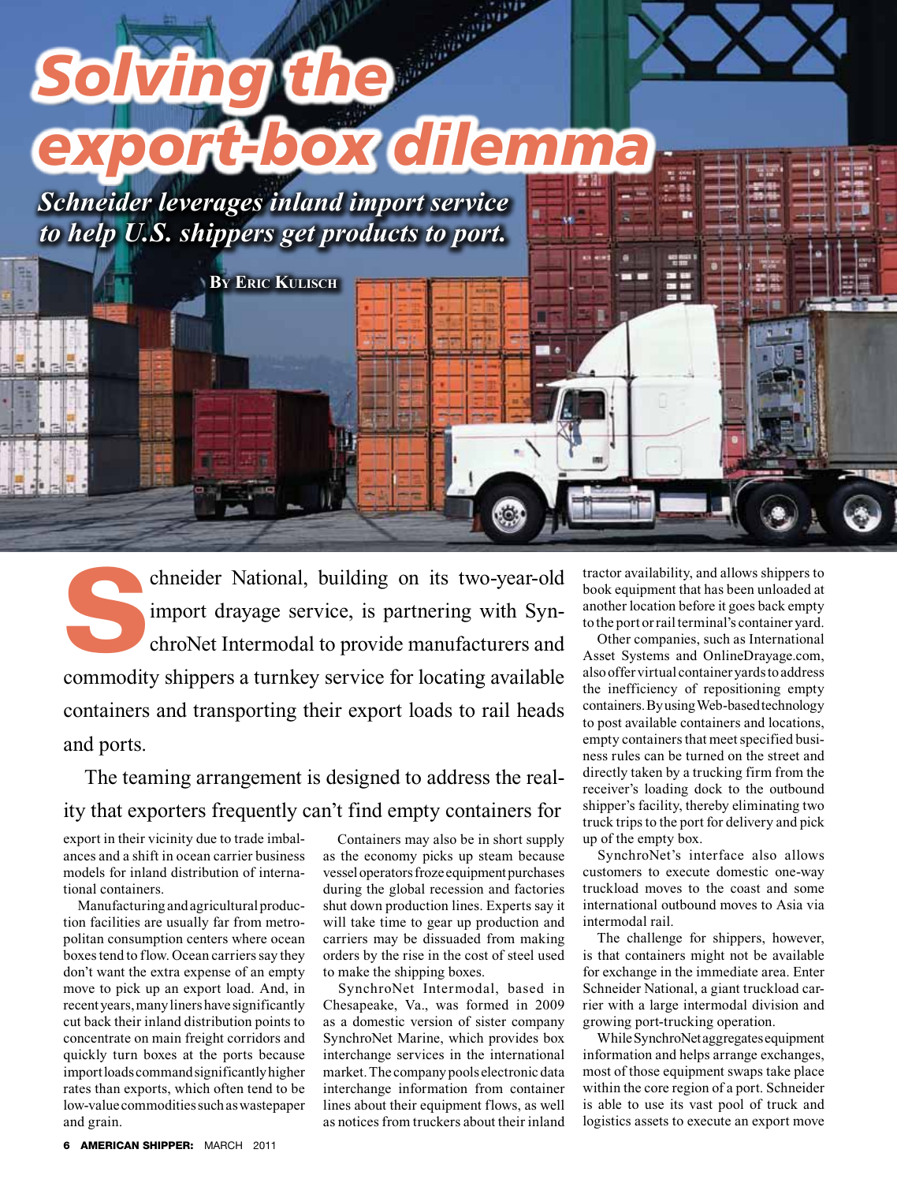# Solving the export-box dilemma

***Schneider leverages inland import service to help U.S. shippers get products to port.***

**By Eric Kulisch**

Schneider National, building on its two-year-old import drayage service, is partnering with SynchroNet Intermodal to provide manufacturers and commodity shippers a turnkey service for locating available containers and transporting their export loads to rail heads and ports.

The teaming arrangement is designed to address the reality that exporters frequently can't find empty containers for export in their vicinity due to trade imbalances and a shift in ocean carrier business models for inland distribution of international containers.

Manufacturing and agricultural production facilities are usually far from metropolitan consumption centers where ocean boxes tend to flow. Ocean carriers say they don't want the extra expense of an empty move to pick up an export load. And, in recent years, many liners have significantly cut back their inland distribution points to concentrate on main freight corridors and quickly turn boxes at the ports because import loads command significantly higher rates than exports, which often tend to be low-value commodities such as wastepaper and grain.

Containers may also be in short supply as the economy picks up steam because vessel operators froze equipment purchases during the global recession and factories shut down production lines. Experts say it will take time to gear up production and carriers may be dissuaded from making orders by the rise in the cost of steel used to make the shipping boxes.

SynchroNet Intermodal, based in Chesapeake, Va., was formed in 2009 as a domestic version of sister company SynchroNet Marine, which provides box interchange services in the international market. The company pools electronic data interchange information from container lines about their equipment flows, as well as notices from truckers about their inland tractor availability, and allows shippers to book equipment that has been unloaded at another location before it goes back empty to the port or rail terminal's container yard.

Other companies, such as International Asset Systems and OnlineDrayage.com, also offer virtual container yards to address the inefficiency of repositioning empty containers. By using Web-based technology to post available containers and locations, empty containers that meet specified business rules can be turned on the street and directly taken by a trucking firm from the receiver's loading dock to the outbound shipper's facility, thereby eliminating two truck trips to the port for delivery and pick up of the empty box.

SynchroNet's interface also allows customers to execute domestic one-way truckload moves to the coast and some international outbound moves to Asia via intermodal rail.

The challenge for shippers, however, is that containers might not be available for exchange in the immediate area. Enter Schneider National, a giant truckload carrier with a large intermodal division and growing port-trucking operation.

While SynchroNet aggregates equipment information and helps arrange exchanges, most of those equipment swaps take place within the core region of a port. Schneider is able to use its vast pool of truck and logistics assets to execute an export move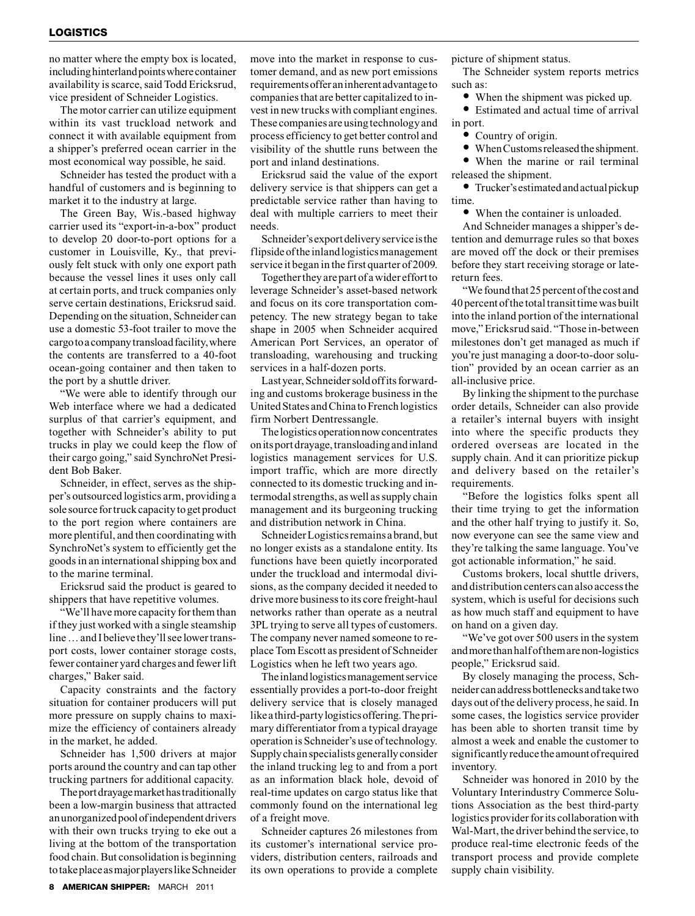no matter where the empty box is located, including hinterland points where container availability is scarce, said Todd Ericksrud, vice president of Schneider Logistics.

The motor carrier can utilize equipment within its vast truckload network and connect it with available equipment from a shipper's preferred ocean carrier in the most economical way possible, he said.

Schneider has tested the product with a handful of customers and is beginning to market it to the industry at large.

The Green Bay, Wis.-based highway carrier used its "export-in-a-box" product to develop 20 door-to-port options for a customer in Louisville, Ky., that previously felt stuck with only one export path because the vessel lines it uses only call at certain ports, and truck companies only serve certain destinations, Ericksrud said. Depending on the situation, Schneider can use a domestic 53-foot trailer to move the cargo to a company transload facility, where the contents are transferred to a 40-foot ocean-going container and then taken to the port by a shuttle driver.

"We were able to identify through our Web interface where we had a dedicated surplus of that carrier's equipment, and together with Schneider's ability to put trucks in play we could keep the flow of their cargo going," said SynchroNet President Bob Baker.

Schneider, in effect, serves as the shipper's outsourced logistics arm, providing a sole source for truck capacity to get product to the port region where containers are more plentiful, and then coordinating with SynchroNet's system to efficiently get the goods in an international shipping box and to the marine terminal.

Ericksrud said the product is geared to shippers that have repetitive volumes.

"We'll have more capacity for them than if they just worked with a single steamship line … and I believe they'll see lower transport costs, lower container storage costs, fewer container yard charges and fewer lift charges," Baker said.

Capacity constraints and the factory situation for container producers will put more pressure on supply chains to maximize the efficiency of containers already in the market, he added.

Schneider has 1,500 drivers at major ports around the country and can tap other trucking partners for additional capacity.

The port drayage market has traditionally been a low-margin business that attracted an unorganized pool of independent drivers with their own trucks trying to eke out a living at the bottom of the transportation food chain. But consolidation is beginning to take place as major players like Schneider move into the market in response to customer demand, and as new port emissions requirements offer an inherent advantage to companies that are better capitalized to invest in new trucks with compliant engines. These companies are using technology and process efficiency to get better control and visibility of the shuttle runs between the port and inland destinations.

Ericksrud said the value of the export delivery service is that shippers can get a predictable service rather than having to deal with multiple carriers to meet their needs.

Schneider's export delivery service is the flipside of the inland logistics management service it began in the first quarter of 2009.

Together they are part of a wider effort to leverage Schneider's asset-based network and focus on its core transportation competency. The new strategy began to take shape in 2005 when Schneider acquired American Port Services, an operator of transloading, warehousing and trucking services in a half-dozen ports.

Last year, Schneider sold off its forwarding and customs brokerage business in the United States and China to French logistics firm Norbert Dentressangle.

The logistics operation now concentrates on its port drayage, transloading and inland logistics management services for U.S. import traffic, which are more directly connected to its domestic trucking and intermodal strengths, as well as supply chain management and its burgeoning trucking and distribution network in China.

Schneider Logistics remains a brand, but no longer exists as a standalone entity. Its functions have been quietly incorporated under the truckload and intermodal divisions, as the company decided it needed to drive more business to its core freight-haul networks rather than operate as a neutral 3PL trying to serve all types of customers. The company never named someone to replace Tom Escott as president of Schneider Logistics when he left two years ago.

The inland logistics management service essentially provides a port-to-door freight delivery service that is closely managed like a third-party logistics offering. The primary differentiator from a typical drayage operation is Schneider's use of technology. Supply chain specialists generally consider the inland trucking leg to and from a port as an information black hole, devoid of real-time updates on cargo status like that commonly found on the international leg of a freight move.

Schneider captures 26 milestones from its customer's international service providers, distribution centers, railroads and its own operations to provide a complete picture of shipment status.

The Schneider system reports metrics such as:

- When the shipment was picked up.
- Estimated and actual time of arrival in port.
- Country of origin.
- When Customs released the shipment.
- When the marine or rail terminal released the shipment.
- Trucker's estimated and actual pickup time.
- When the container is unloaded.

And Schneider manages a shipper's detention and demurrage rules so that boxes are moved off the dock or their premises before they start receiving storage or late-return fees.

"We found that 25 percent of the cost and 40 percent of the total transit time was built into the inland portion of the international move," Ericksrud said. "Those in-between milestones don't get managed as much if you're just managing a door-to-door solution" provided by an ocean carrier as an all-inclusive price.

By linking the shipment to the purchase order details, Schneider can also provide a retailer's internal buyers with insight into where the specific products they ordered overseas are located in the supply chain. And it can prioritize pickup and delivery based on the retailer's requirements.

"Before the logistics folks spent all their time trying to get the information and the other half trying to justify it. So, now everyone can see the same view and they're talking the same language. You've got actionable information," he said.

Customs brokers, local shuttle drivers, and distribution centers can also access the system, which is useful for decisions such as how much staff and equipment to have on hand on a given day.

"We've got over 500 users in the system and more than half of them are non-logistics people," Ericksrud said.

By closely managing the process, Schneider can address bottlenecks and take two days out of the delivery process, he said. In some cases, the logistics service provider has been able to shorten transit time by almost a week and enable the customer to significantly reduce the amount of required inventory.

Schneider was honored in 2010 by the Voluntary Interindustry Commerce Solutions Association as the best third-party logistics provider for its collaboration with Wal-Mart, the driver behind the service, to produce real-time electronic feeds of the transport process and provide complete supply chain visibility.